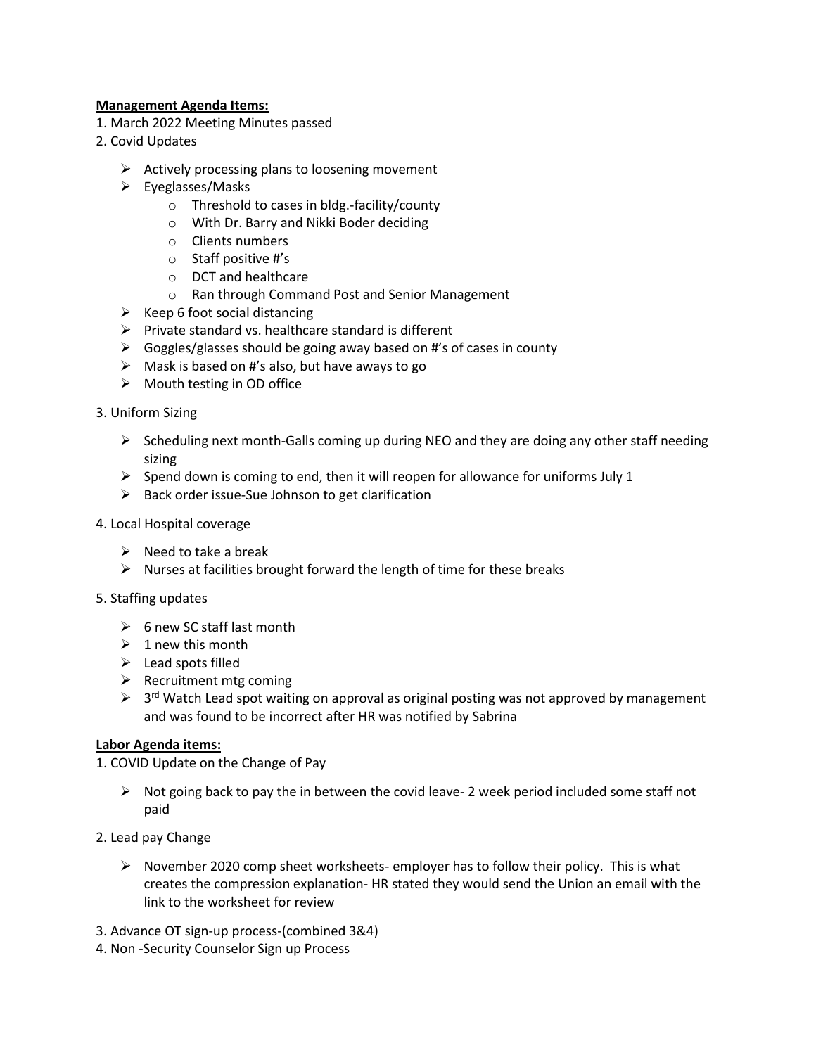**Management Agenda Items:**

1. March 2022 Meeting Minutes passed
2. Covid Updates
   - Actively processing plans to loosening movement
   - Eyeglasses/Masks
     - Threshold to cases in bldg.-facility/county
     - With Dr. Barry and Nikki Boder deciding
     - Clients numbers
     - Staff positive #'s
     - DCT and healthcare
     - Ran through Command Post and Senior Management
   - Keep 6 foot social distancing
   - Private standard vs. healthcare standard is different
   - Goggles/glasses should be going away based on #'s of cases in county
   - Mask is based on #'s also, but have aways to go
   - Mouth testing in OD office
3. Uniform Sizing
   - Scheduling next month-Galls coming up during NEO and they are doing any other staff needing sizing
   - Spend down is coming to end, then it will reopen for allowance for uniforms July 1
   - Back order issue-Sue Johnson to get clarification
4. Local Hospital coverage
   - Need to take a break
   - Nurses at facilities brought forward the length of time for these breaks
5. Staffing updates
   - 6 new SC staff last month
   - 1 new this month
   - Lead spots filled
   - Recruitment mtg coming
   - 3rd Watch Lead spot waiting on approval as original posting was not approved by management and was found to be incorrect after HR was notified by Sabrina

**Labor Agenda items:**

1. COVID Update on the Change of Pay
   - Not going back to pay the in between the covid leave- 2 week period included some staff not paid
2. Lead pay Change
   - November 2020 comp sheet worksheets- employer has to follow their policy. This is what creates the compression explanation- HR stated they would send the Union an email with the link to the worksheet for review
3. Advance OT sign-up process-(combined 3&4)
4. Non -Security Counselor Sign up Process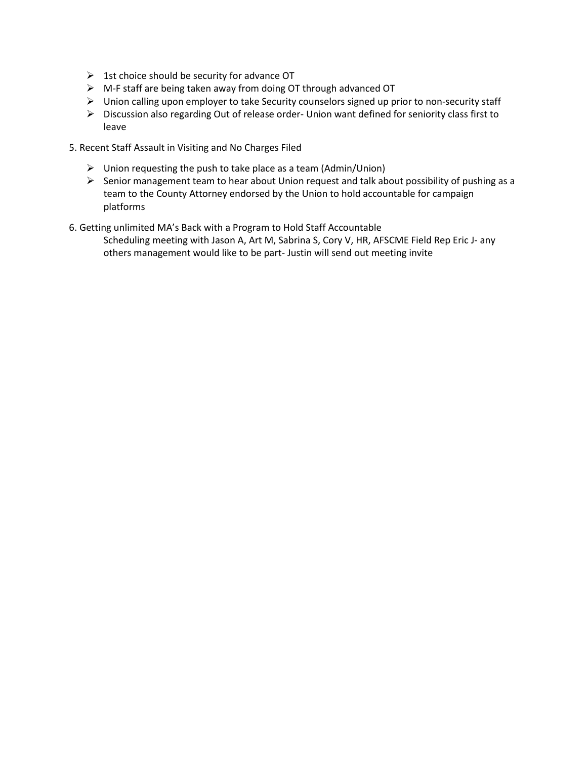- 1st choice should be security for advance OT
- M-F staff are being taken away from doing OT through advanced OT
- Union calling upon employer to take Security counselors signed up prior to non-security staff
- Discussion also regarding Out of release order- Union want defined for seniority class first to leave

5. Recent Staff Assault in Visiting and No Charges Filed

   - Union requesting the push to take place as a team (Admin/Union)
   - Senior management team to hear about Union request and talk about possibility of pushing as a team to the County Attorney endorsed by the Union to hold accountable for campaign platforms

6. Getting unlimited MA's Back with a Program to Hold Staff Accountable

   Scheduling meeting with Jason A, Art M, Sabrina S, Cory V, HR, AFSCME Field Rep Eric J- any others management would like to be part- Justin will send out meeting invite